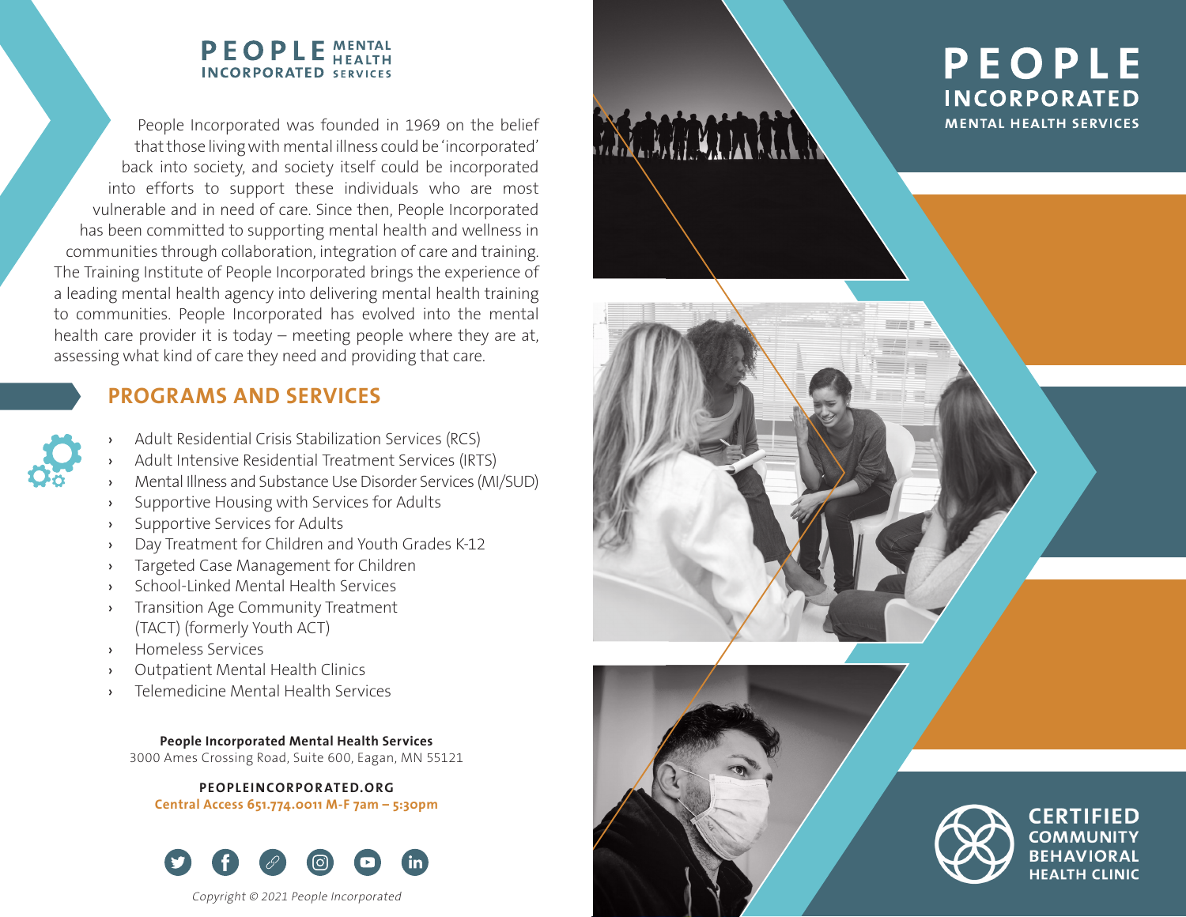**PEOPLE INCORPORATED MENTAL HEALTH SERVICES**

People Incorporated was founded in 1969 on the belief that those living with mental illness could be 'incorporated' back into society, and society itself could be incorporated into efforts to support these individuals who are most vulnerable and in need of care. Since then, People Incorporated has been committed to supporting mental health and wellness in communities through collaboration, integration of care and training. The Training Institute of People Incorporated brings the experience of a leading mental health agency into delivering mental health training to communities. People Incorporated has evolved into the mental health care provider it is today – meeting people where they are at, assessing what kind of care they need and providing that care.

## PROGRAMS AND SERVICES

- Adult Residential Crisis Stabilization Services (RCS)
- Adult Intensive Residential Treatment Services (IRTS)
- Mental Illness and Substance Use Disorder Services (MI/SUD)
- Supportive Housing with Services for Adults
- Supportive Services for Adults
- Day Treatment for Children and Youth Grades K-12
- Targeted Case Management for Children
- School-Linked Mental Health Services
- Transition Age Community Treatment (TACT) (formerly Youth ACT)
- Homeless Services
- Outpatient Mental Health Clinics
- Telemedicine Mental Health Services

**People Incorporated Mental Health Services**
3000 Ames Crossing Road, Suite 600, Eagan, MN 55121

**PEOPLEINCORPORATED.ORG**
**Central Access 651.774.0011 M-F 7am – 5:30pm**

*Copyright © 2021 People Incorporated*

# PEOPLE INCORPORATED

MENTAL HEALTH SERVICES

CERTIFIED COMMUNITY BEHAVIORAL HEALTH CLINIC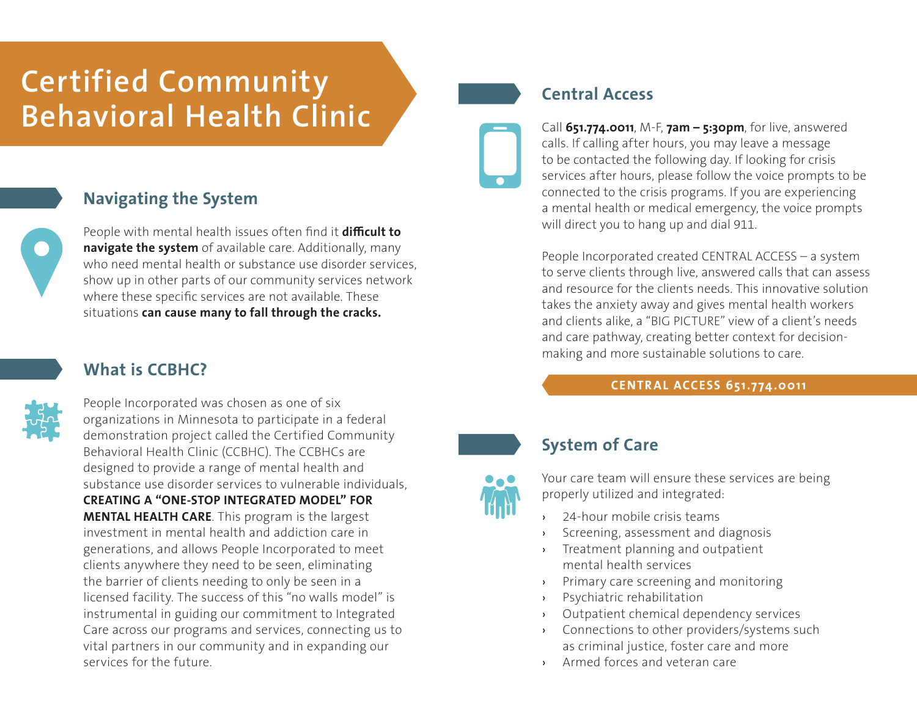# Certified Community Behavioral Health Clinic

## Navigating the System

People with mental health issues often find it **difficult to navigate the system** of available care. Additionally, many who need mental health or substance use disorder services, show up in other parts of our community services network where these specific services are not available. These situations **can cause many to fall through the cracks.**

## What is CCBHC?

People Incorporated was chosen as one of six organizations in Minnesota to participate in a federal demonstration project called the Certified Community Behavioral Health Clinic (CCBHC). The CCBHCs are designed to provide a range of mental health and substance use disorder services to vulnerable individuals, **CREATING A "ONE-STOP INTEGRATED MODEL" FOR MENTAL HEALTH CARE**. This program is the largest investment in mental health and addiction care in generations, and allows People Incorporated to meet clients anywhere they need to be seen, eliminating the barrier of clients needing to only be seen in a licensed facility. The success of this "no walls model" is instrumental in guiding our commitment to Integrated Care across our programs and services, connecting us to vital partners in our community and in expanding our services for the future.

## Central Access

Call **651.774.0011**, M-F, **7am – 5:30pm**, for live, answered calls. If calling after hours, you may leave a message to be contacted the following day. If looking for crisis services after hours, please follow the voice prompts to be connected to the crisis programs. If you are experiencing a mental health or medical emergency, the voice prompts will direct you to hang up and dial 911.

People Incorporated created CENTRAL ACCESS – a system to serve clients through live, answered calls that can assess and resource for the clients needs. This innovative solution takes the anxiety away and gives mental health workers and clients alike, a "BIG PICTURE" view of a client's needs and care pathway, creating better context for decision-making and more sustainable solutions to care.

**CENTRAL ACCESS 651.774.0011**

## System of Care

Your care team will ensure these services are being properly utilized and integrated:

- 24-hour mobile crisis teams
- Screening, assessment and diagnosis
- Treatment planning and outpatient mental health services
- Primary care screening and monitoring
- Psychiatric rehabilitation
- Outpatient chemical dependency services
- Connections to other providers/systems such as criminal justice, foster care and more
- Armed forces and veteran care